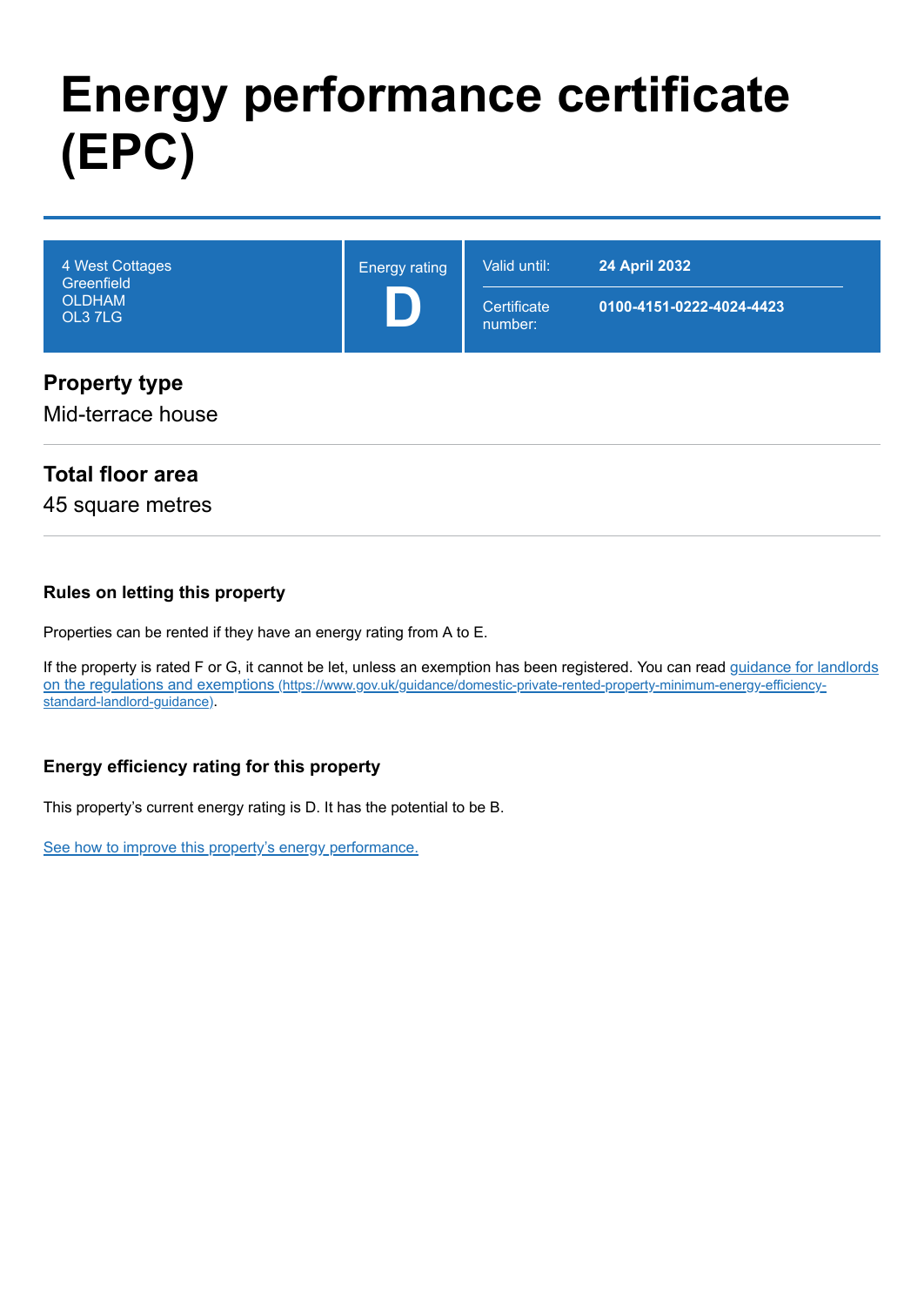# Energy performance certificate (EPC)

| 4 West Cottages Greenfield OLDHAM OL3 7LG | Energy rating **D** | Valid until: | **24 April 2032** |
|---|---|---|---|
| | | Certificate number: | **0100-4151-0222-4024-4423** |

## Property type

Mid-terrace house

## Total floor area

45 square metres

### Rules on letting this property

Properties can be rented if they have an energy rating from A to E.

If the property is rated F or G, it cannot be let, unless an exemption has been registered. You can read [guidance for landlords on the regulations and exemptions (https://www.gov.uk/guidance/domestic-private-rented-property-minimum-energy-efficiency-standard-landlord-guidance)](https://www.gov.uk/guidance/domestic-private-rented-property-minimum-energy-efficiency-standard-landlord-guidance).

### Energy efficiency rating for this property

This property's current energy rating is D. It has the potential to be B.

See how to improve this property's energy performance.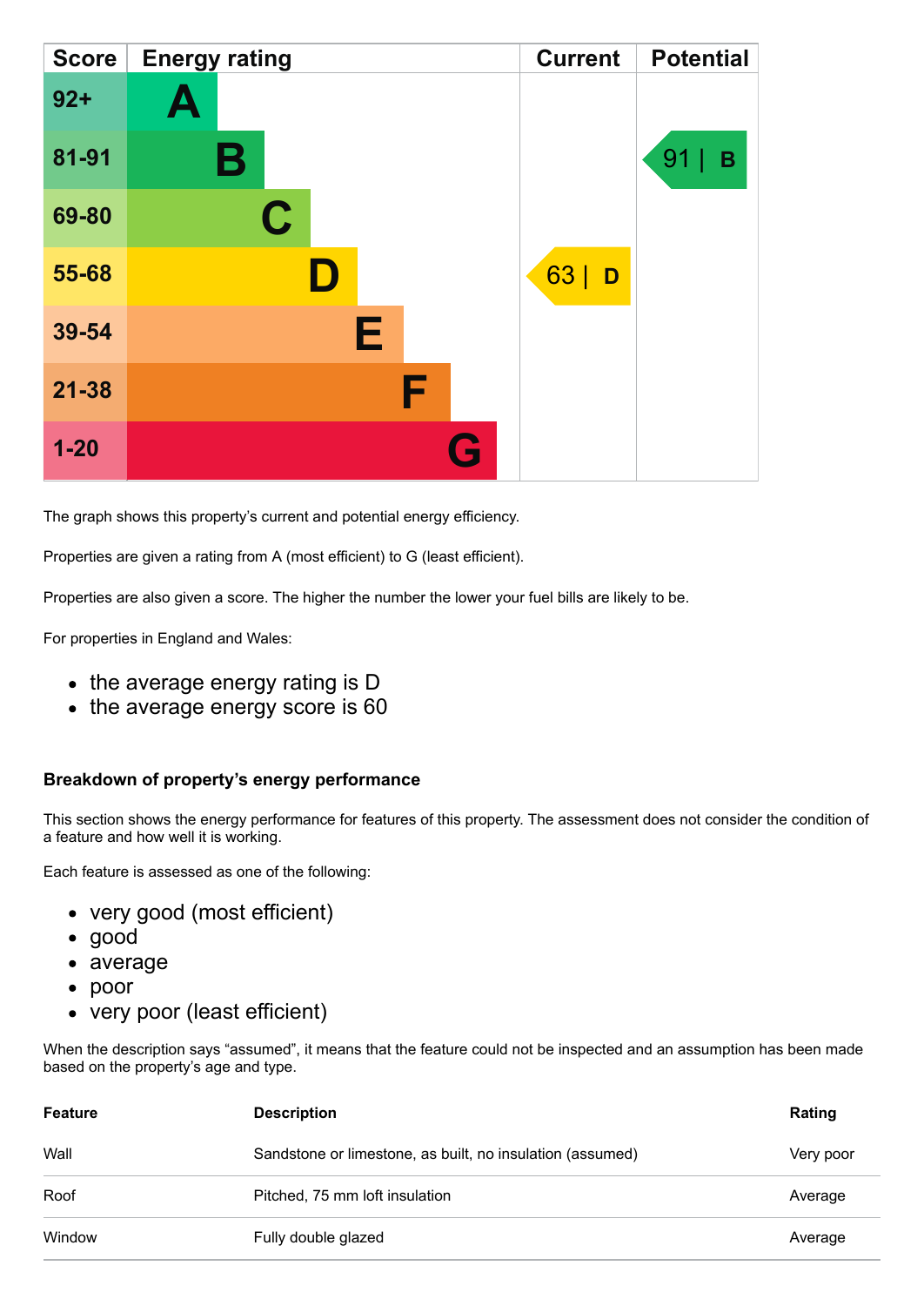| Score | Energy rating | Current | Potential |
|---|---|---|---|
| 92+ | A | | |
| 81-91 | B | | 91 \| B |
| 69-80 | C | | |
| 55-68 | D | 63 \| D | |
| 39-54 | E | | |
| 21-38 | F | | |
| 1-20 | G | | |

The graph shows this property's current and potential energy efficiency.

Properties are given a rating from A (most efficient) to G (least efficient).

Properties are also given a score. The higher the number the lower your fuel bills are likely to be.

For properties in England and Wales:

- the average energy rating is D
- the average energy score is 60

### Breakdown of property's energy performance

This section shows the energy performance for features of this property. The assessment does not consider the condition of a feature and how well it is working.

Each feature is assessed as one of the following:

- very good (most efficient)
- good
- average
- poor
- very poor (least efficient)

When the description says "assumed", it means that the feature could not be inspected and an assumption has been made based on the property's age and type.

| Feature | Description | Rating |
|---|---|---|
| Wall | Sandstone or limestone, as built, no insulation (assumed) | Very poor |
| Roof | Pitched, 75 mm loft insulation | Average |
| Window | Fully double glazed | Average |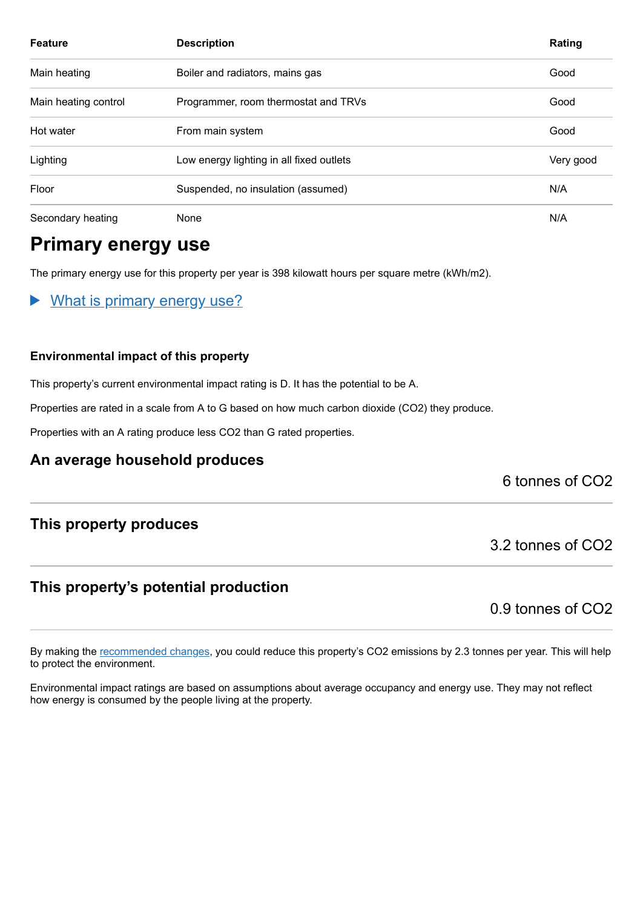| Feature | Description | Rating |
| --- | --- | --- |
| Main heating | Boiler and radiators, mains gas | Good |
| Main heating control | Programmer, room thermostat and TRVs | Good |
| Hot water | From main system | Good |
| Lighting | Low energy lighting in all fixed outlets | Very good |
| Floor | Suspended, no insulation (assumed) | N/A |
| Secondary heating | None | N/A |

## Primary energy use

The primary energy use for this property per year is 398 kilowatt hours per square metre (kWh/m2).

▶ What is primary energy use?

### Environmental impact of this property

This property's current environmental impact rating is D. It has the potential to be A.

Properties are rated in a scale from A to G based on how much carbon dioxide ($CO_2$) they produce.

Properties with an A rating produce less $CO_2$ than G rated properties.

### An average household produces

6 tonnes of $CO_2$

### This property produces

3.2 tonnes of $CO_2$

### This property's potential production

0.9 tonnes of $CO_2$

By making the recommended changes, you could reduce this property's $CO_2$ emissions by 2.3 tonnes per year. This will help to protect the environment.

Environmental impact ratings are based on assumptions about average occupancy and energy use. They may not reflect how energy is consumed by the people living at the property.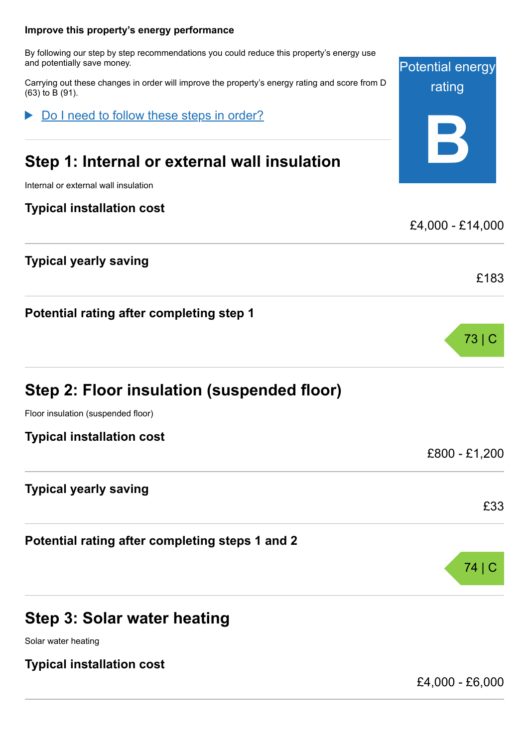**Improve this property's energy performance**

By following our step by step recommendations you could reduce this property's energy use and potentially save money.

Carrying out these changes in order will improve the property's energy rating and score from D (63) to B (91).

Potential energy rating

**B**

▶ Do I need to follow these steps in order?

## Step 1: Internal or external wall insulation

Internal or external wall insulation

| | |
|---|---|
| **Typical installation cost** | £4,000 - £14,000 |
| **Typical yearly saving** | £183 |
| **Potential rating after completing step 1** | 73 \| C |

## Step 2: Floor insulation (suspended floor)

Floor insulation (suspended floor)

| | |
|---|---|
| **Typical installation cost** | £800 - £1,200 |
| **Typical yearly saving** | £33 |
| **Potential rating after completing steps 1 and 2** | 74 \| C |

## Step 3: Solar water heating

Solar water heating

| | |
|---|---|
| **Typical installation cost** | £4,000 - £6,000 |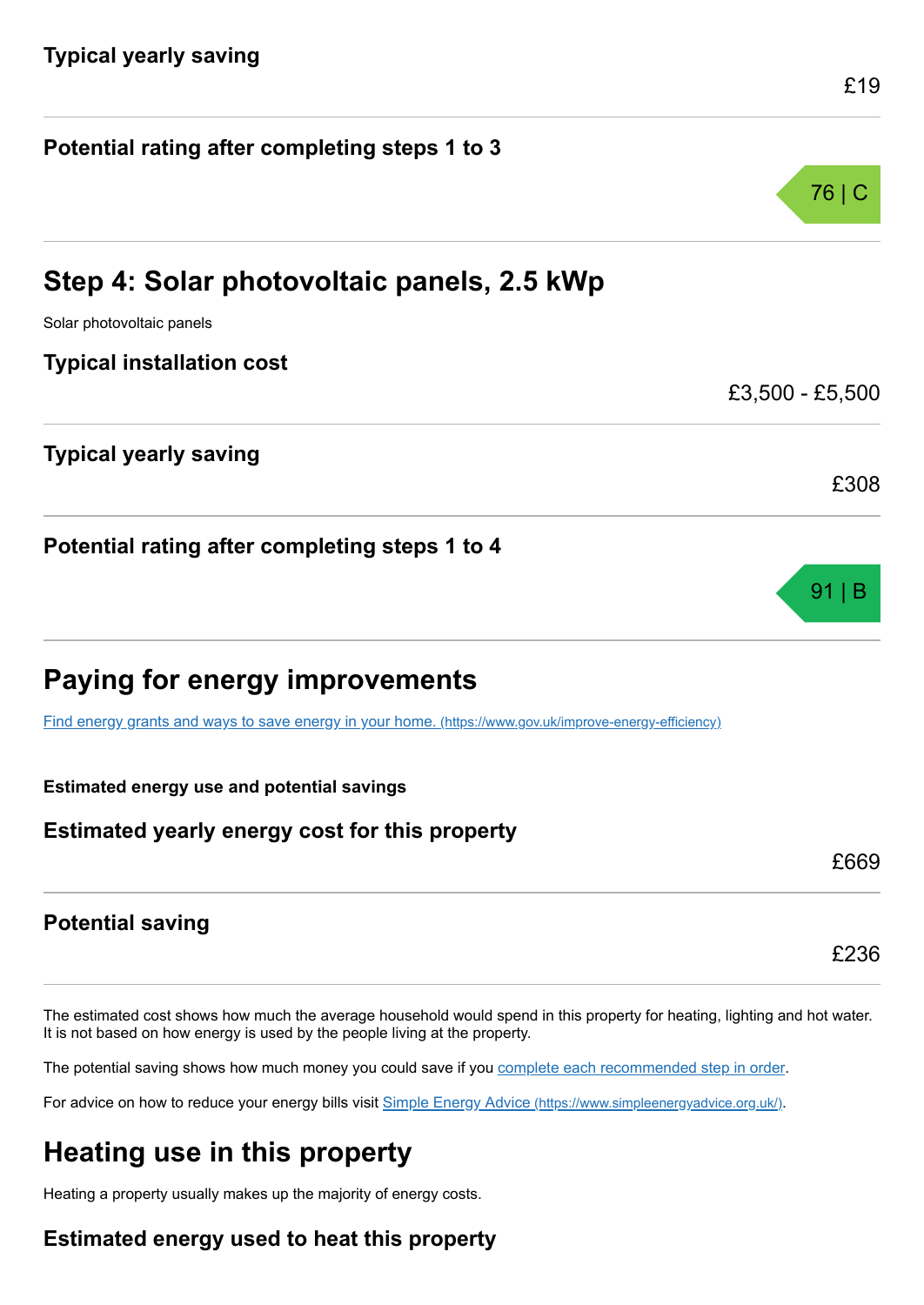### Typical yearly saving

£19

### Potential rating after completing steps 1 to 3

76 | C

## Step 4: Solar photovoltaic panels, 2.5 kWp

Solar photovoltaic panels

### Typical installation cost

£3,500 - £5,500

### Typical yearly saving

£308

### Potential rating after completing steps 1 to 4

91 | B

## Paying for energy improvements

[Find energy grants and ways to save energy in your home. (https://www.gov.uk/improve-energy-efficiency)](https://www.gov.uk/improve-energy-efficiency)

**Estimated energy use and potential savings**

### Estimated yearly energy cost for this property

£669

### Potential saving

£236

The estimated cost shows how much the average household would spend in this property for heating, lighting and hot water. It is not based on how energy is used by the people living at the property.

The potential saving shows how much money you could save if you complete each recommended step in order.

For advice on how to reduce your energy bills visit [Simple Energy Advice (https://www.simpleenergyadvice.org.uk/)](https://www.simpleenergyadvice.org.uk/).

## Heating use in this property

Heating a property usually makes up the majority of energy costs.

### Estimated energy used to heat this property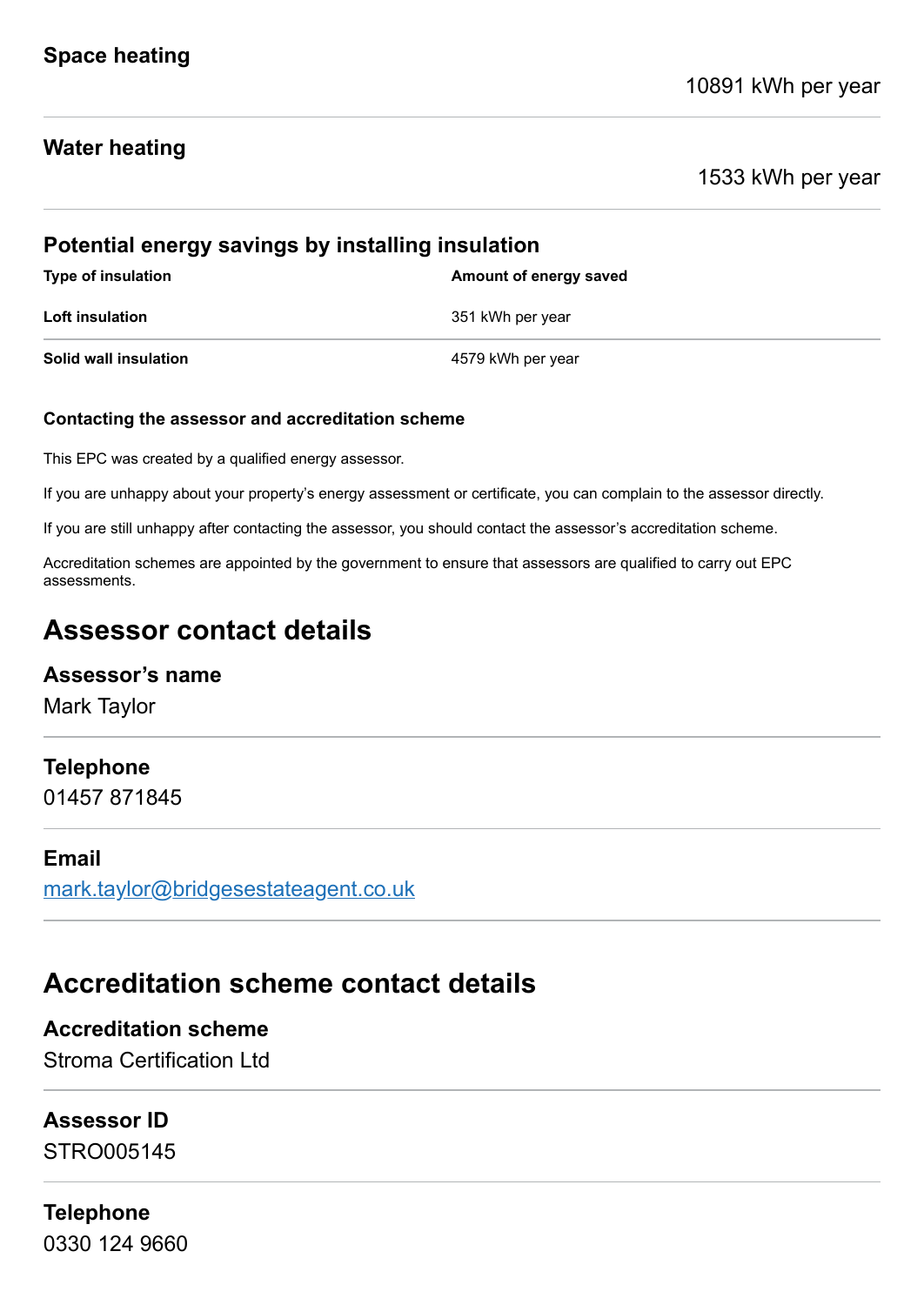### Space heating

10891 kWh per year

### Water heating

1533 kWh per year

### Potential energy savings by installing insulation

| Type of insulation | Amount of energy saved |
|---|---|
| **Loft insulation** | 351 kWh per year |
| **Solid wall insulation** | 4579 kWh per year |

#### Contacting the assessor and accreditation scheme

This EPC was created by a qualified energy assessor.

If you are unhappy about your property's energy assessment or certificate, you can complain to the assessor directly.

If you are still unhappy after contacting the assessor, you should contact the assessor's accreditation scheme.

Accreditation schemes are appointed by the government to ensure that assessors are qualified to carry out EPC assessments.

## Assessor contact details

### Assessor's name

Mark Taylor

### Telephone

01457 871845

### Email

mark.taylor@bridgesestateagent.co.uk

## Accreditation scheme contact details

### Accreditation scheme

Stroma Certification Ltd

### Assessor ID

STRO005145

### Telephone

0330 124 9660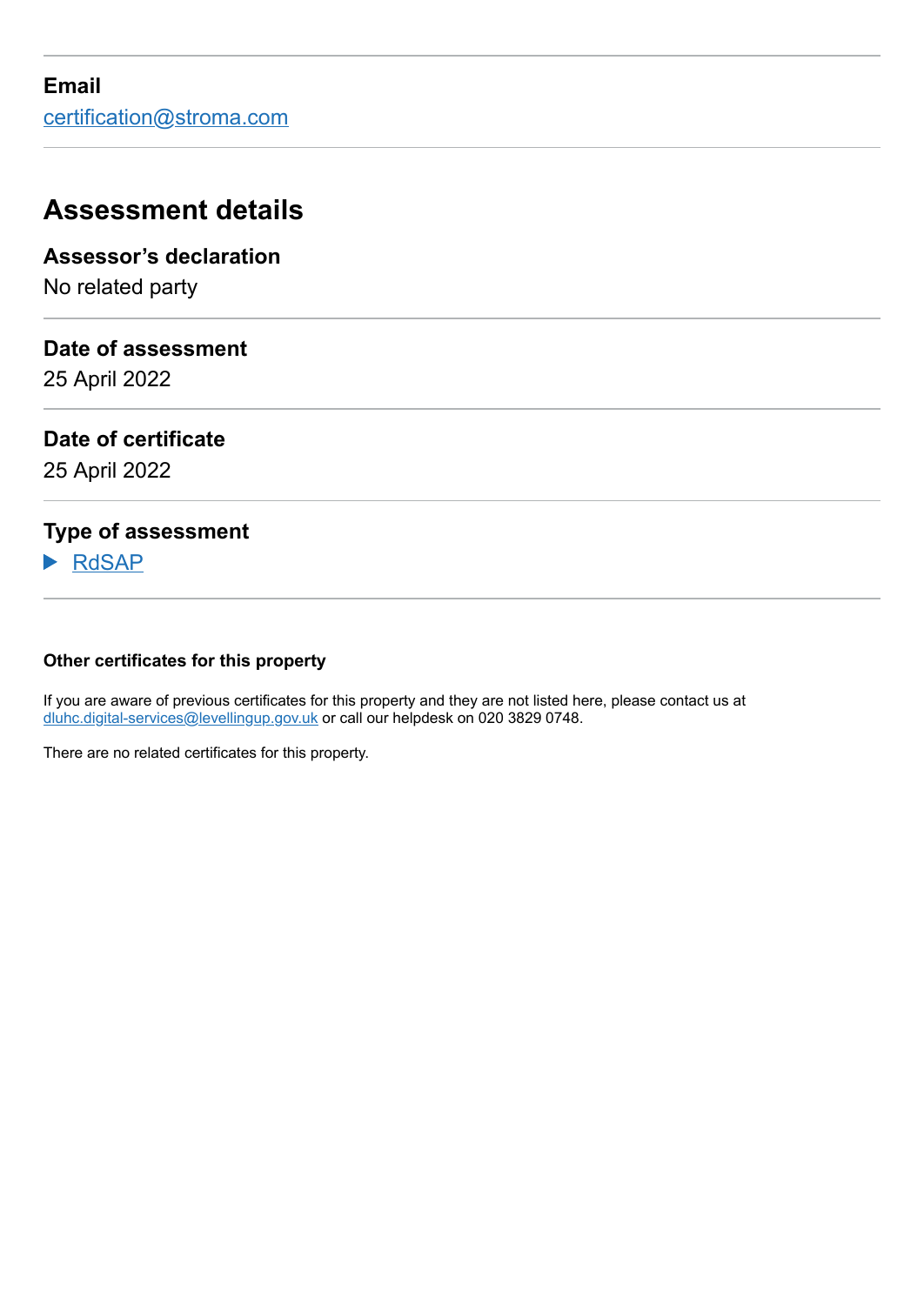**Email**
certification@stroma.com

## Assessment details

**Assessor's declaration**
No related party

**Date of assessment**
25 April 2022

**Date of certificate**
25 April 2022

**Type of assessment**
▶ RdSAP

**Other certificates for this property**

If you are aware of previous certificates for this property and they are not listed here, please contact us at dluhc.digital-services@levellingup.gov.uk or call our helpdesk on 020 3829 0748.

There are no related certificates for this property.